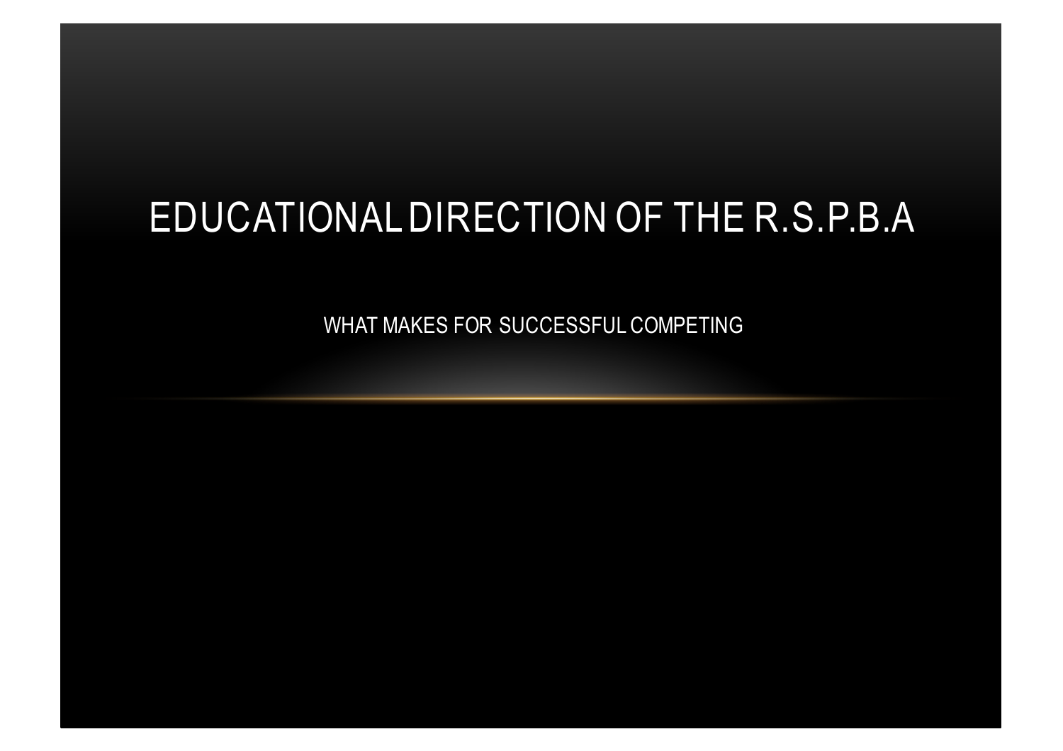# EDUCATIONAL DIRECTION OF THE R.S.P.B.A

WHAT MAKES FOR SUCCESSFUL COMPETING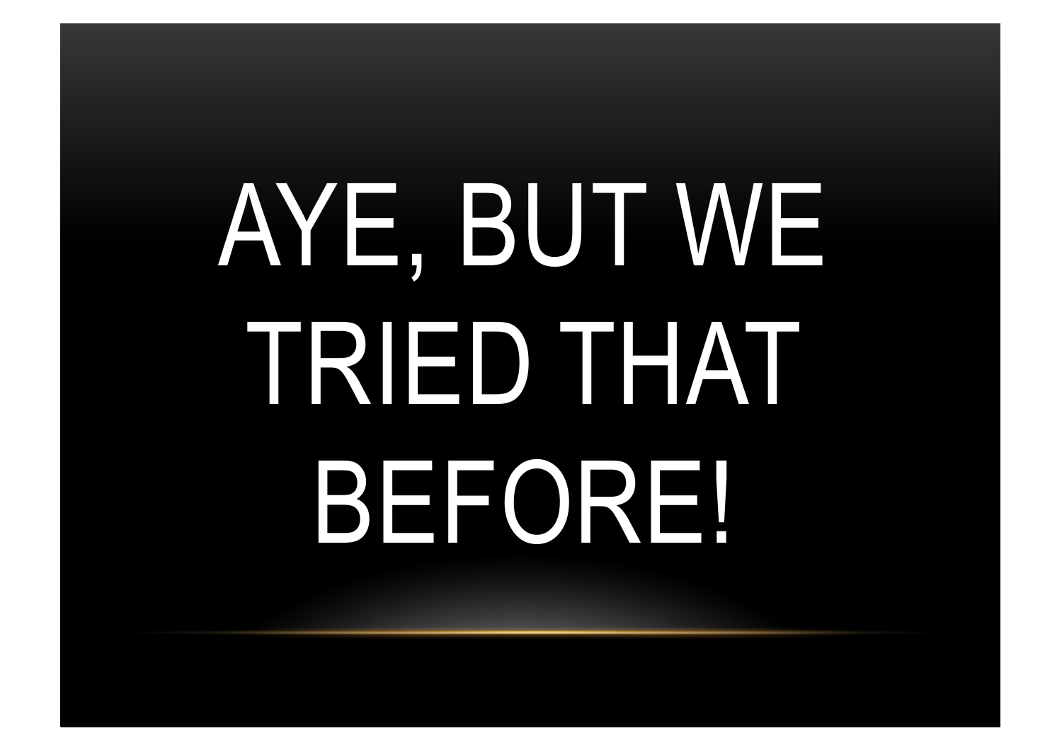# AYE, BUT WE TRIED THAT BEFORE!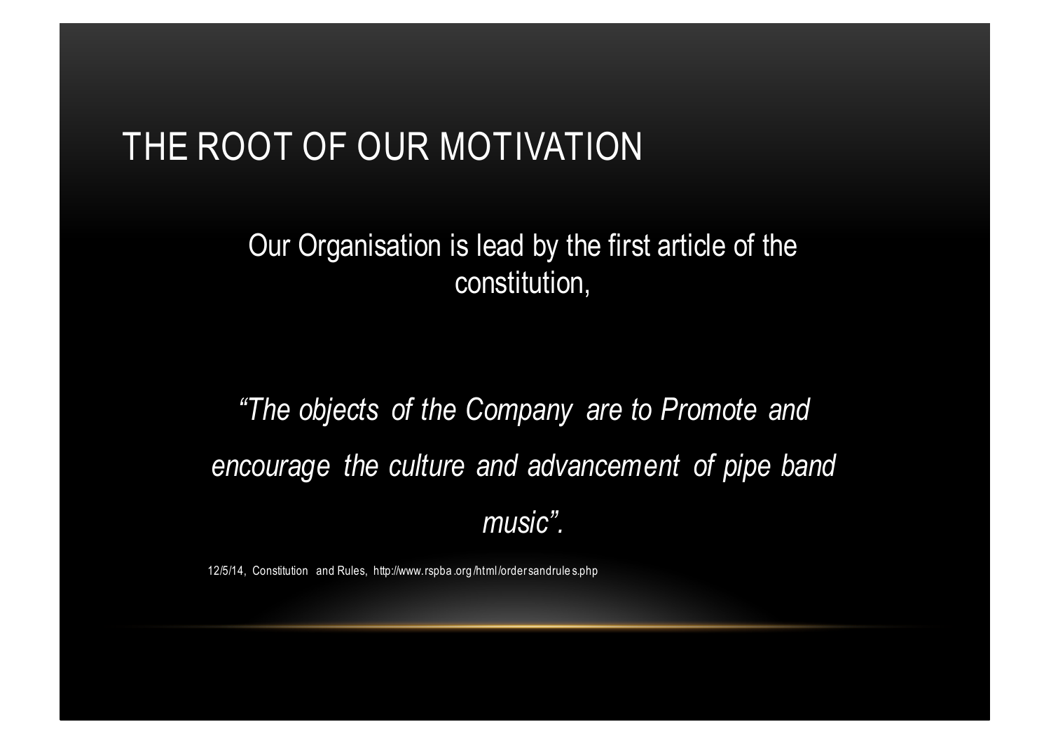# THE ROOT OF OUR MOTIVATION

Our Organisation is lead by the first article of the constitution,

*"The objects of the Company are to Promote and encourage the culture and advancement of pipe band music".*

12/5/14, Constitution and Rules, http://www.rspba.org/html/ordersandrules.php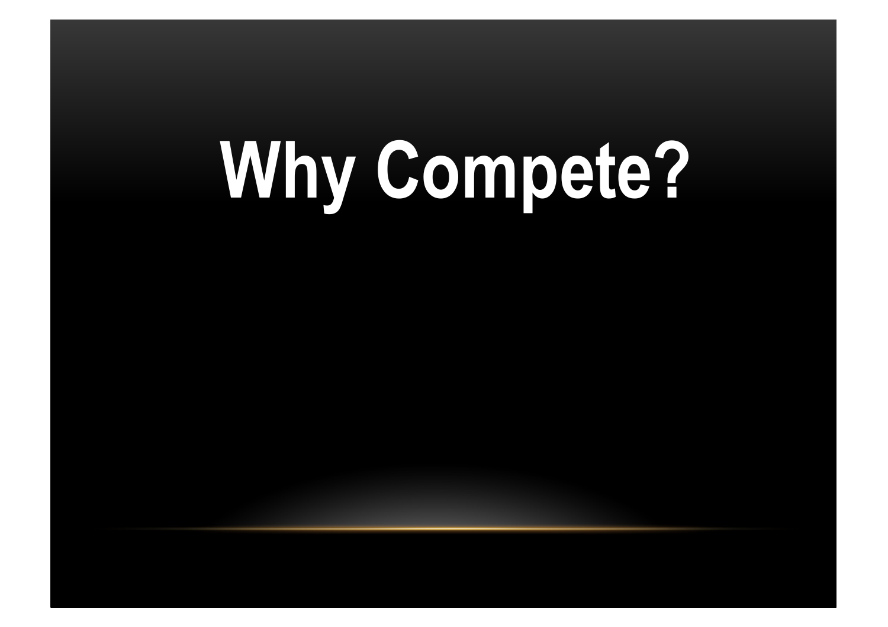# Why Compete?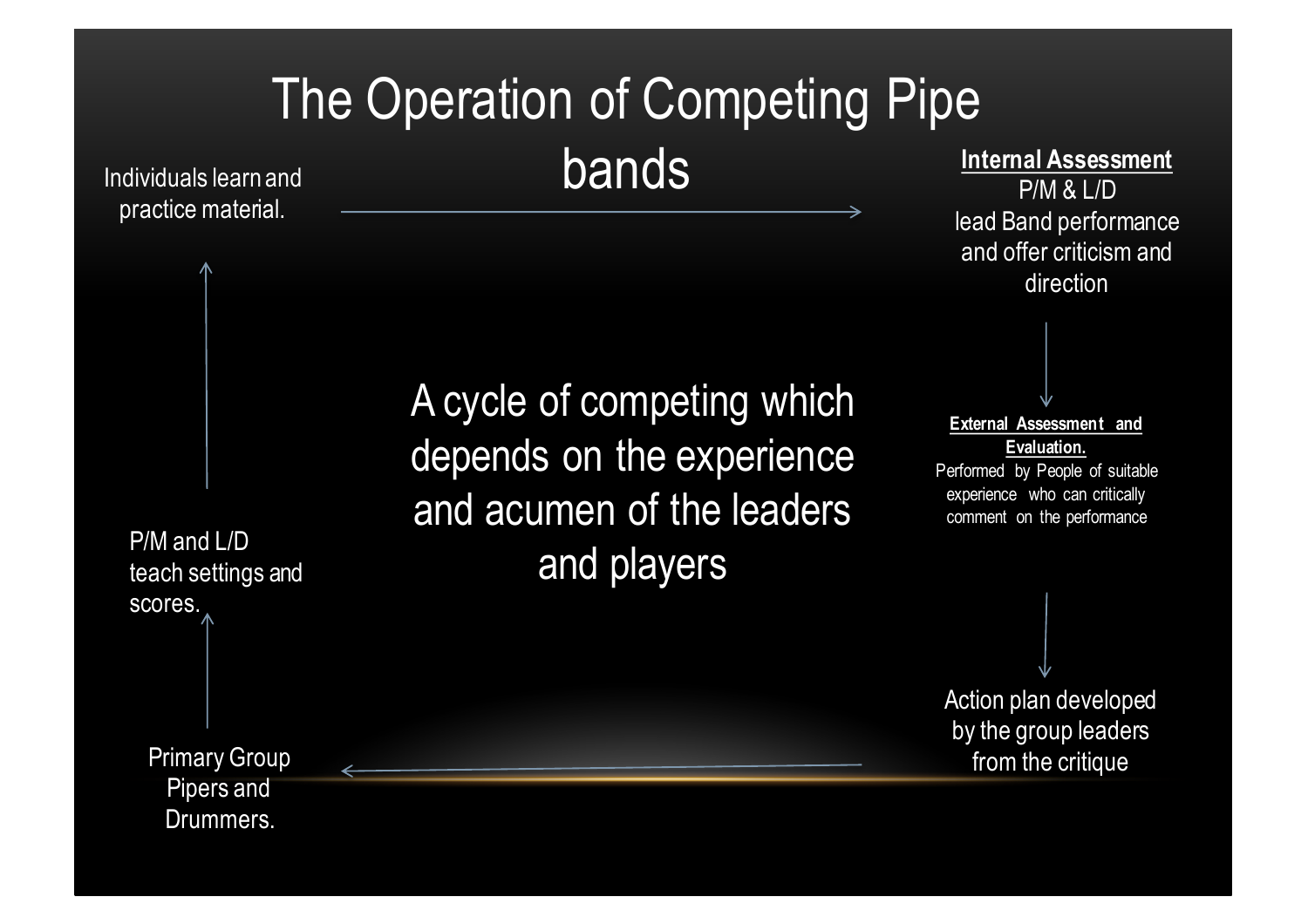# The Operation of Competing Pipe bands

Individuals learn and practice material.

**Internal Assessment**
P/M & L/D
lead Band performance and offer criticism and direction

**External Assessment and Evaluation.**
Performed by People of suitable experience who can critically comment on the performance

Action plan developed by the group leaders from the critique

Primary Group Pipers and Drummers.

P/M and L/D teach settings and scores.

A cycle of competing which depends on the experience and acumen of the leaders and players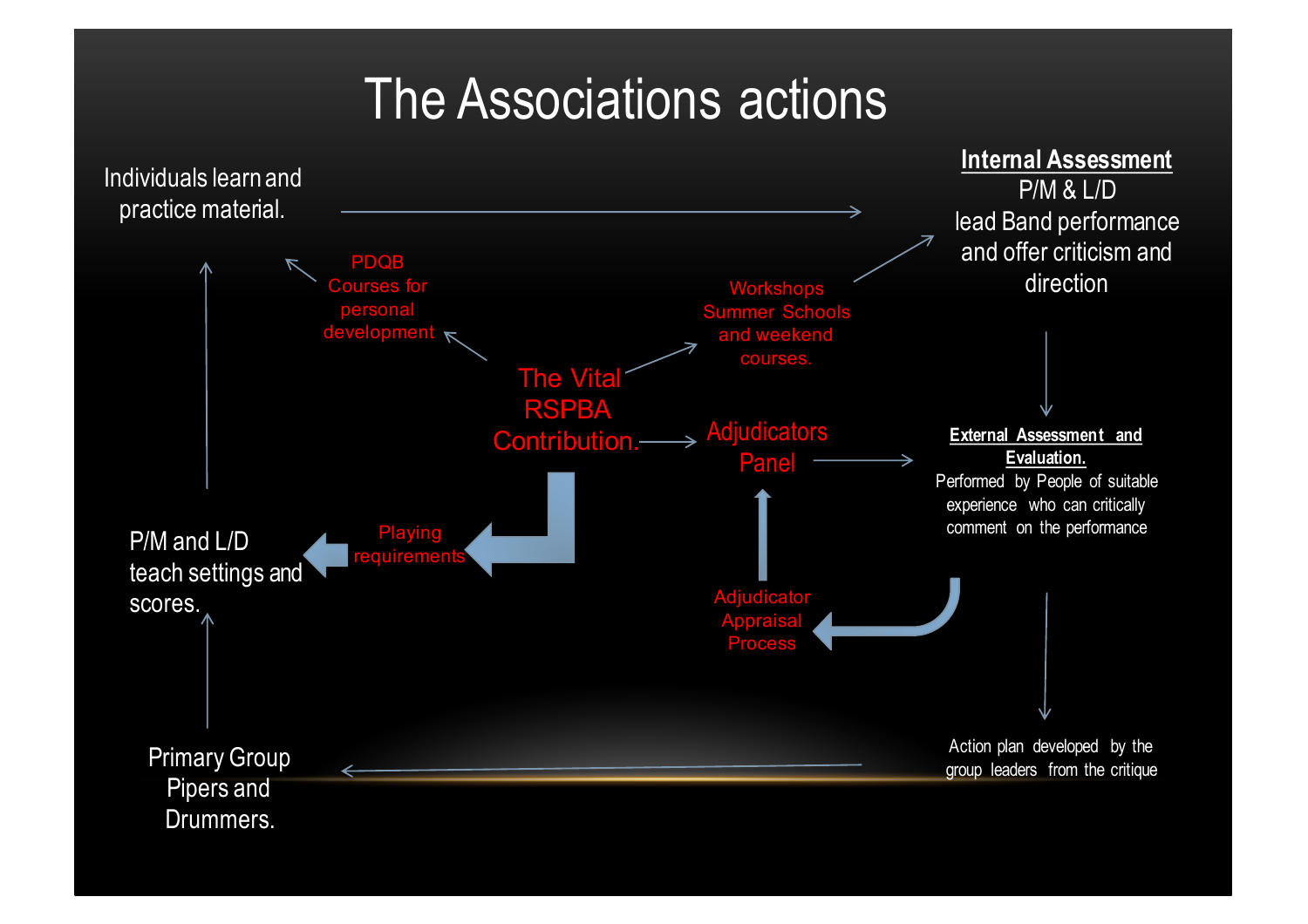# The Associations actions

Individuals learn and practice material.

**Internal Assessment**
P/M & L/D
lead Band performance and offer criticism and direction

PDQB Courses for personal development

Workshops Summer Schools and weekend courses.

The Vital RSPBA Contribution.

Adjudicators Panel

**External Assessment and Evaluation.**
Performed by People of suitable experience who can critically comment on the performance

P/M and L/D teach settings and scores.

Playing requirements

Adjudicator Appraisal Process

Primary Group Pipers and Drummers.

Action plan developed by the group leaders from the critique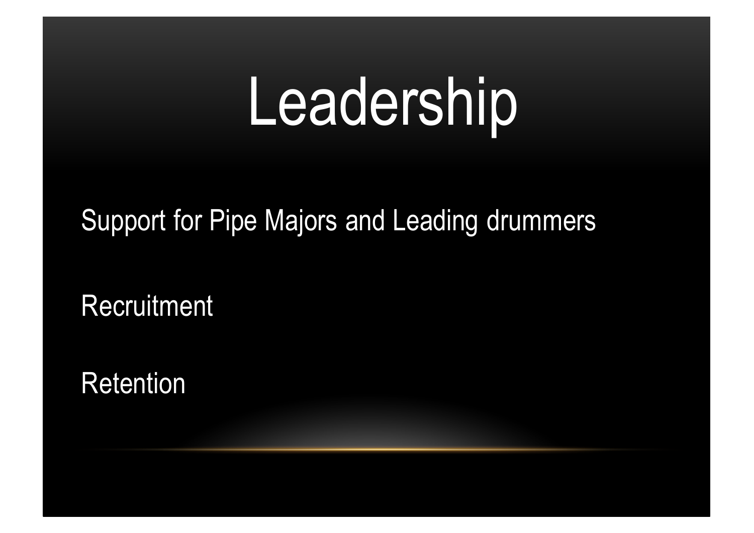# Leadership

Support for Pipe Majors and Leading drummers

Recruitment

Retention